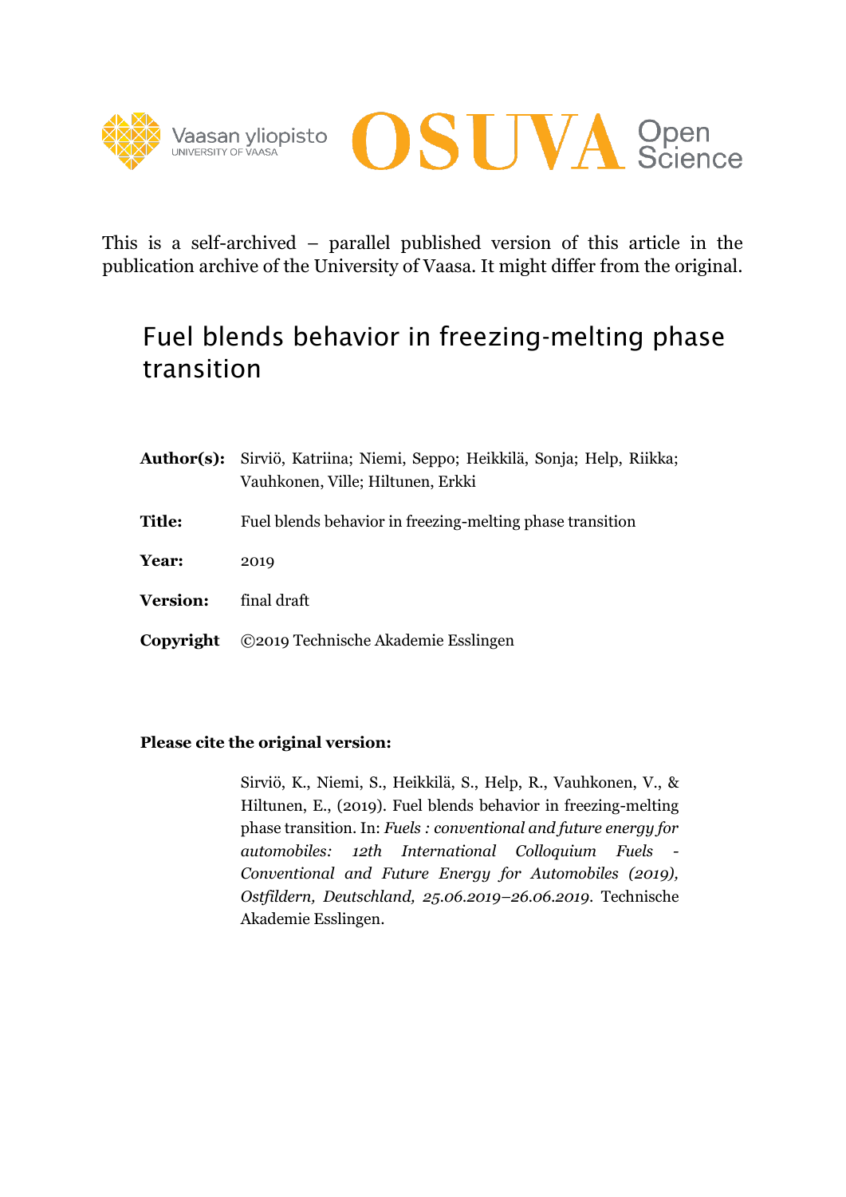This is a self-archived – parallel published version of this article in the publication archive of the University of Vaasa. It might differ from the original.

# Fuel blends behavior in freezing-melting phase transition

**Author(s):** Sirviö, Katriina; Niemi, Seppo; Heikkilä, Sonja; Help, Riikka; Vauhkonen, Ville; Hiltunen, Erkki

**Title:** Fuel blends behavior in freezing-melting phase transition

**Year:** 2019

**Version:** final draft

**Copyright** ©2019 Technische Akademie Esslingen

**Please cite the original version:**

Sirviö, K., Niemi, S., Heikkilä, S., Help, R., Vauhkonen, V., & Hiltunen, E., (2019). Fuel blends behavior in freezing-melting phase transition. In: *Fuels : conventional and future energy for automobiles: 12th International Colloquium Fuels - Conventional and Future Energy for Automobiles (2019), Ostfildern, Deutschland, 25.06.2019–26.06.2019*. Technische Akademie Esslingen.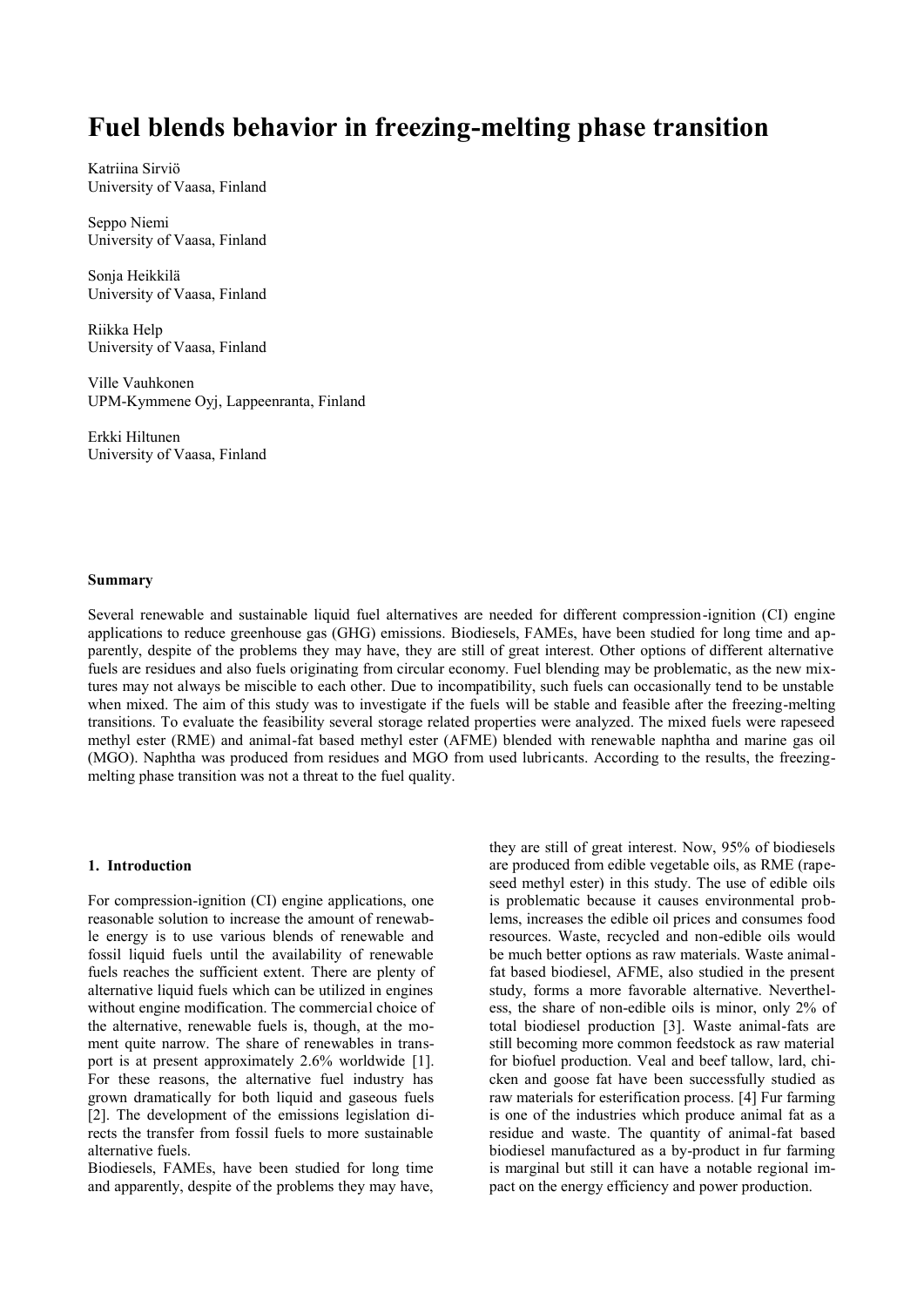# Fuel blends behavior in freezing-melting phase transition

Katriina Sirviö
University of Vaasa, Finland

Seppo Niemi
University of Vaasa, Finland

Sonja Heikkilä
University of Vaasa, Finland

Riikka Help
University of Vaasa, Finland

Ville Vauhkonen
UPM-Kymmene Oyj, Lappeenranta, Finland

Erkki Hiltunen
University of Vaasa, Finland

**Summary**

Several renewable and sustainable liquid fuel alternatives are needed for different compression-ignition (CI) engine applications to reduce greenhouse gas (GHG) emissions. Biodiesels, FAMEs, have been studied for long time and apparently, despite of the problems they may have, they are still of great interest. Other options of different alternative fuels are residues and also fuels originating from circular economy. Fuel blending may be problematic, as the new mixtures may not always be miscible to each other. Due to incompatibility, such fuels can occasionally tend to be unstable when mixed. The aim of this study was to investigate if the fuels will be stable and feasible after the freezing-melting transitions. To evaluate the feasibility several storage related properties were analyzed. The mixed fuels were rapeseed methyl ester (RME) and animal-fat based methyl ester (AFME) blended with renewable naphtha and marine gas oil (MGO). Naphtha was produced from residues and MGO from used lubricants. According to the results, the freezing-melting phase transition was not a threat to the fuel quality.

## 1. Introduction

For compression-ignition (CI) engine applications, one reasonable solution to increase the amount of renewable energy is to use various blends of renewable and fossil liquid fuels until the availability of renewable fuels reaches the sufficient extent. There are plenty of alternative liquid fuels which can be utilized in engines without engine modification. The commercial choice of the alternative, renewable fuels is, though, at the moment quite narrow. The share of renewables in transport is at present approximately 2.6% worldwide [1]. For these reasons, the alternative fuel industry has grown dramatically for both liquid and gaseous fuels [2]. The development of the emissions legislation directs the transfer from fossil fuels to more sustainable alternative fuels.

Biodiesels, FAMEs, have been studied for long time and apparently, despite of the problems they may have, they are still of great interest. Now, 95% of biodiesels are produced from edible vegetable oils, as RME (rapeseed methyl ester) in this study. The use of edible oils is problematic because it causes environmental problems, increases the edible oil prices and consumes food resources. Waste, recycled and non-edible oils would be much better options as raw materials. Waste animal-fat based biodiesel, AFME, also studied in the present study, forms a more favorable alternative. Nevertheless, the share of non-edible oils is minor, only 2% of total biodiesel production [3]. Waste animal-fats are still becoming more common feedstock as raw material for biofuel production. Veal and beef tallow, lard, chicken and goose fat have been successfully studied as raw materials for esterification process. [4] Fur farming is one of the industries which produce animal fat as a residue and waste. The quantity of animal-fat based biodiesel manufactured as a by-product in fur farming is marginal but still it can have a notable regional impact on the energy efficiency and power production.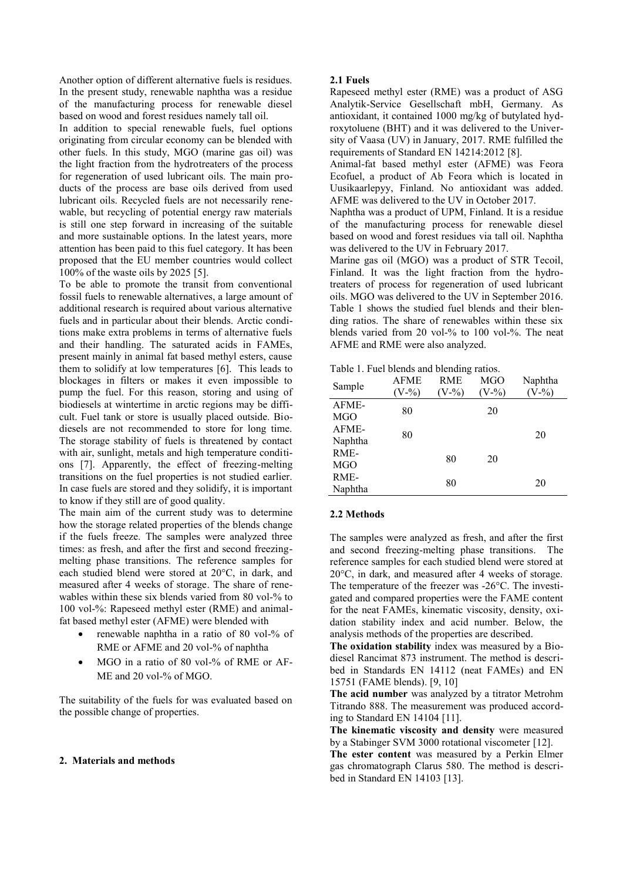Another option of different alternative fuels is residues. In the present study, renewable naphtha was a residue of the manufacturing process for renewable diesel based on wood and forest residues namely tall oil.

In addition to special renewable fuels, fuel options originating from circular economy can be blended with other fuels. In this study, MGO (marine gas oil) was the light fraction from the hydrotreaters of the process for regeneration of used lubricant oils. The main products of the process are base oils derived from used lubricant oils. Recycled fuels are not necessarily renewable, but recycling of potential energy raw materials is still one step forward in increasing of the suitable and more sustainable options. In the latest years, more attention has been paid to this fuel category. It has been proposed that the EU member countries would collect 100% of the waste oils by 2025 [5].

To be able to promote the transit from conventional fossil fuels to renewable alternatives, a large amount of additional research is required about various alternative fuels and in particular about their blends. Arctic conditions make extra problems in terms of alternative fuels and their handling. The saturated acids in FAMEs, present mainly in animal fat based methyl esters, cause them to solidify at low temperatures [6]. This leads to blockages in filters or makes it even impossible to pump the fuel. For this reason, storing and using of biodiesels at wintertime in arctic regions may be difficult. Fuel tank or store is usually placed outside. Biodiesels are not recommended to store for long time. The storage stability of fuels is threatened by contact with air, sunlight, metals and high temperature conditions [7]. Apparently, the effect of freezing-melting transitions on the fuel properties is not studied earlier. In case fuels are stored and they solidify, it is important to know if they still are of good quality.

The main aim of the current study was to determine how the storage related properties of the blends change if the fuels freeze. The samples were analyzed three times: as fresh, and after the first and second freezing-melting phase transitions. The reference samples for each studied blend were stored at 20°C, in dark, and measured after 4 weeks of storage. The share of renewables within these six blends varied from 80 vol-% to 100 vol-%: Rapeseed methyl ester (RME) and animal-fat based methyl ester (AFME) were blended with

- renewable naphtha in a ratio of 80 vol-% of RME or AFME and 20 vol-% of naphtha
- MGO in a ratio of 80 vol-% of RME or AFME and 20 vol-% of MGO.

The suitability of the fuels for was evaluated based on the possible change of properties.

## 2. Materials and methods

### 2.1 Fuels

Rapeseed methyl ester (RME) was a product of ASG Analytik-Service Gesellschaft mbH, Germany. As antioxidant, it contained 1000 mg/kg of butylated hydroxytoluene (BHT) and it was delivered to the University of Vaasa (UV) in January, 2017. RME fulfilled the requirements of Standard EN 14214:2012 [8].

Animal-fat based methyl ester (AFME) was Feora Ecofuel, a product of Ab Feora which is located in Uusikaarlepyy, Finland. No antioxidant was added. AFME was delivered to the UV in October 2017.

Naphtha was a product of UPM, Finland. It is a residue of the manufacturing process for renewable diesel based on wood and forest residues via tall oil. Naphtha was delivered to the UV in February 2017.

Marine gas oil (MGO) was a product of STR Tecoil, Finland. It was the light fraction from the hydrotreaters of process for regeneration of used lubricant oils. MGO was delivered to the UV in September 2016. Table 1 shows the studied fuel blends and their blending ratios. The share of renewables within these six blends varied from 20 vol-% to 100 vol-%. The neat AFME and RME were also analyzed.

Table 1. Fuel blends and blending ratios.

| Sample | AFME (V-%) | RME (V-%) | MGO (V-%) | Naphtha (V-%) |
|---|---|---|---|---|
| AFME-MGO | 80 | | 20 | |
| AFME-Naphtha | 80 | | | 20 |
| RME-MGO | | 80 | 20 | |
| RME-Naphtha | | 80 | | 20 |

### 2.2 Methods

The samples were analyzed as fresh, and after the first and second freezing-melting phase transitions. The reference samples for each studied blend were stored at 20°C, in dark, and measured after 4 weeks of storage. The temperature of the freezer was -26°C. The investigated and compared properties were the FAME content for the neat FAMEs, kinematic viscosity, density, oxidation stability index and acid number. Below, the analysis methods of the properties are described.

**The oxidation stability** index was measured by a Biodiesel Rancimat 873 instrument. The method is described in Standards EN 14112 (neat FAMEs) and EN 15751 (FAME blends). [9, 10]

**The acid number** was analyzed by a titrator Metrohm Titrando 888. The measurement was produced according to Standard EN 14104 [11].

**The kinematic viscosity and density** were measured by a Stabinger SVM 3000 rotational viscometer [12].

**The ester content** was measured by a Perkin Elmer gas chromatograph Clarus 580. The method is described in Standard EN 14103 [13].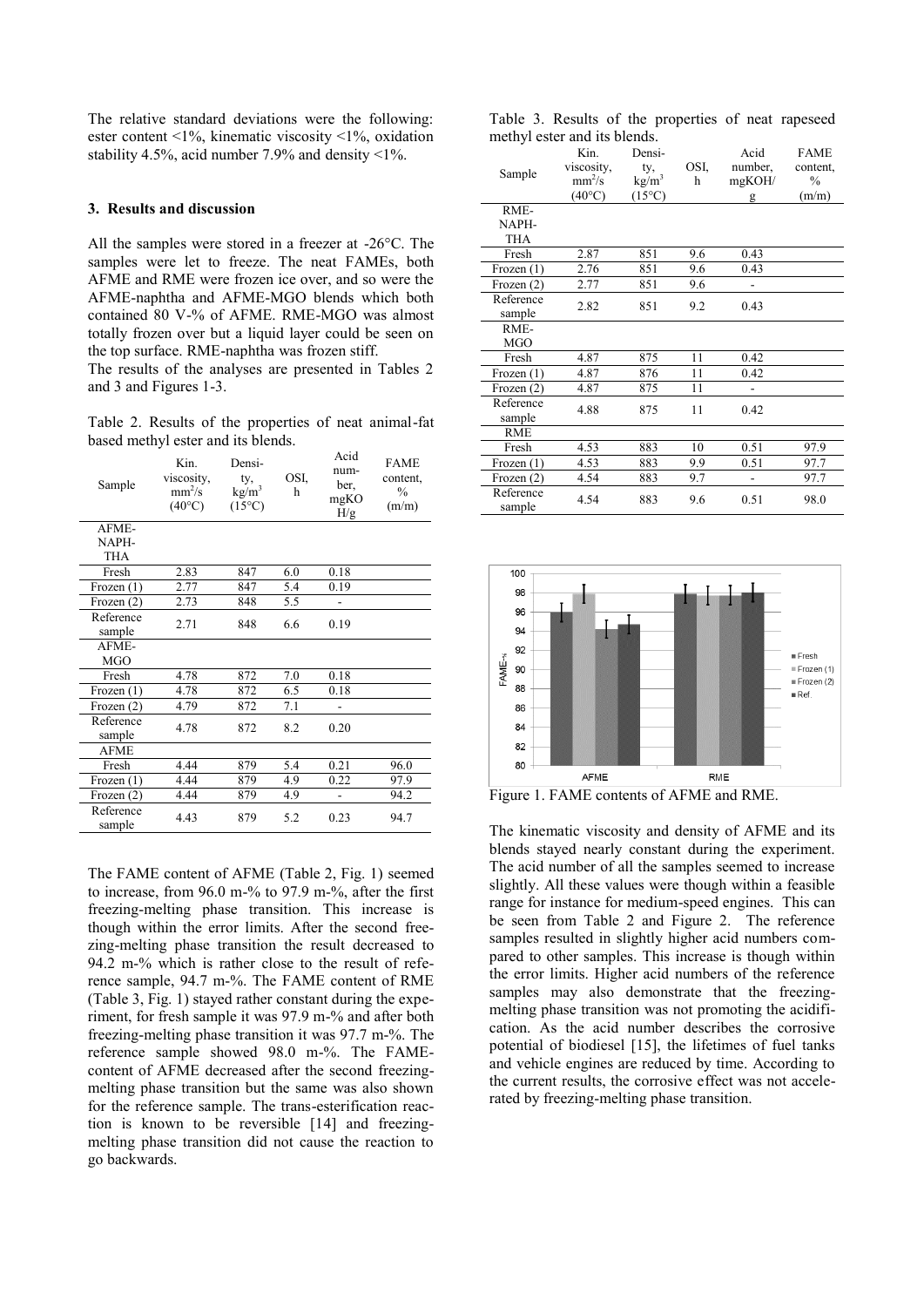The relative standard deviations were the following: ester content <1%, kinematic viscosity <1%, oxidation stability 4.5%, acid number 7.9% and density <1%.

## 3. Results and discussion

All the samples were stored in a freezer at -26°C. The samples were let to freeze. The neat FAMEs, both AFME and RME were frozen ice over, and so were the AFME-naphtha and AFME-MGO blends which both contained 80 V-% of AFME. RME-MGO was almost totally frozen over but a liquid layer could be seen on the top surface. RME-naphtha was frozen stiff.

The results of the analyses are presented in Tables 2 and 3 and Figures 1-3.

Table 2. Results of the properties of neat animal-fat based methyl ester and its blends.

| Sample | Kin. viscosity, $mm^2/s$ (40°C) | Density, $kg/m^3$ (15°C) | OSI, h | Acid number, mgKOH/g | FAME content, % (m/m) |
|---|---|---|---|---|---|
| AFME-NAPHTHA | | | | | |
| Fresh | 2.83 | 847 | 6.0 | 0.18 | |
| Frozen (1) | 2.77 | 847 | 5.4 | 0.19 | |
| Frozen (2) | 2.73 | 848 | 5.5 | - | |
| Reference sample | 2.71 | 848 | 6.6 | 0.19 | |
| AFME-MGO | | | | | |
| Fresh | 4.78 | 872 | 7.0 | 0.18 | |
| Frozen (1) | 4.78 | 872 | 6.5 | 0.18 | |
| Frozen (2) | 4.79 | 872 | 7.1 | - | |
| Reference sample | 4.78 | 872 | 8.2 | 0.20 | |
| AFME | | | | | |
| Fresh | 4.44 | 879 | 5.4 | 0.21 | 96.0 |
| Frozen (1) | 4.44 | 879 | 4.9 | 0.22 | 97.9 |
| Frozen (2) | 4.44 | 879 | 4.9 | - | 94.2 |
| Reference sample | 4.43 | 879 | 5.2 | 0.23 | 94.7 |

The FAME content of AFME (Table 2, Fig. 1) seemed to increase, from 96.0 m-% to 97.9 m-%, after the first freezing-melting phase transition. This increase is though within the error limits. After the second freezing-melting phase transition the result decreased to 94.2 m-% which is rather close to the result of reference sample, 94.7 m-%. The FAME content of RME (Table 3, Fig. 1) stayed rather constant during the experiment, for fresh sample it was 97.9 m-% and after both freezing-melting phase transition it was 97.7 m-%. The reference sample showed 98.0 m-%. The FAME-content of AFME decreased after the second freezing-melting phase transition but the same was also shown for the reference sample. The trans-esterification reaction is known to be reversible [14] and freezing-melting phase transition did not cause the reaction to go backwards.

Table 3. Results of the properties of neat rapeseed methyl ester and its blends.

| Sample | Kin. viscosity, $mm^2/s$ (40°C) | Density, $kg/m^3$ (15°C) | OSI, h | Acid number, mgKOH/g | FAME content, % (m/m) |
|---|---|---|---|---|---|
| RME-NAPHTHA | | | | | |
| Fresh | 2.87 | 851 | 9.6 | 0.43 | |
| Frozen (1) | 2.76 | 851 | 9.6 | 0.43 | |
| Frozen (2) | 2.77 | 851 | 9.6 | - | |
| Reference sample | 2.82 | 851 | 9.2 | 0.43 | |
| RME-MGO | | | | | |
| Fresh | 4.87 | 875 | 11 | 0.42 | |
| Frozen (1) | 4.87 | 876 | 11 | 0.42 | |
| Frozen (2) | 4.87 | 875 | 11 | - | |
| Reference sample | 4.88 | 875 | 11 | 0.42 | |
| RME | | | | | |
| Fresh | 4.53 | 883 | 10 | 0.51 | 97.9 |
| Frozen (1) | 4.53 | 883 | 9.9 | 0.51 | 97.7 |
| Frozen (2) | 4.54 | 883 | 9.7 | - | 97.7 |
| Reference sample | 4.54 | 883 | 9.6 | 0.51 | 98.0 |

Figure 1. FAME contents of AFME and RME.

The kinematic viscosity and density of AFME and its blends stayed nearly constant during the experiment. The acid number of all the samples seemed to increase slightly. All these values were though within a feasible range for instance for medium-speed engines. This can be seen from Table 2 and Figure 2. The reference samples resulted in slightly higher acid numbers compared to other samples. This increase is though within the error limits. Higher acid numbers of the reference samples may also demonstrate that the freezing-melting phase transition was not promoting the acidification. As the acid number describes the corrosive potential of biodiesel [15], the lifetimes of fuel tanks and vehicle engines are reduced by time. According to the current results, the corrosive effect was not accelerated by freezing-melting phase transition.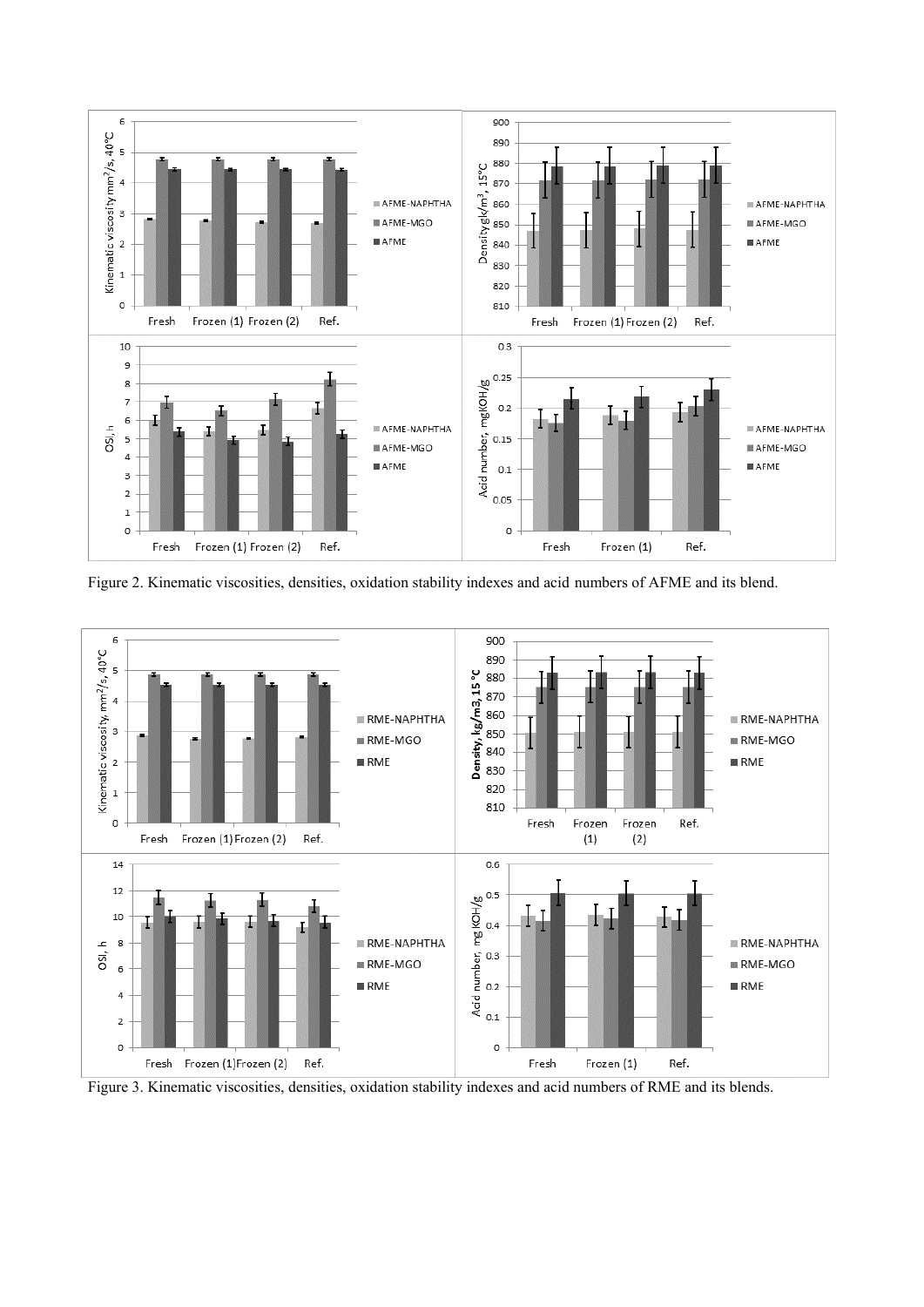Figure 2. Kinematic viscosities, densities, oxidation stability indexes and acid numbers of AFME and its blend.

Figure 3. Kinematic viscosities, densities, oxidation stability indexes and acid numbers of RME and its blends.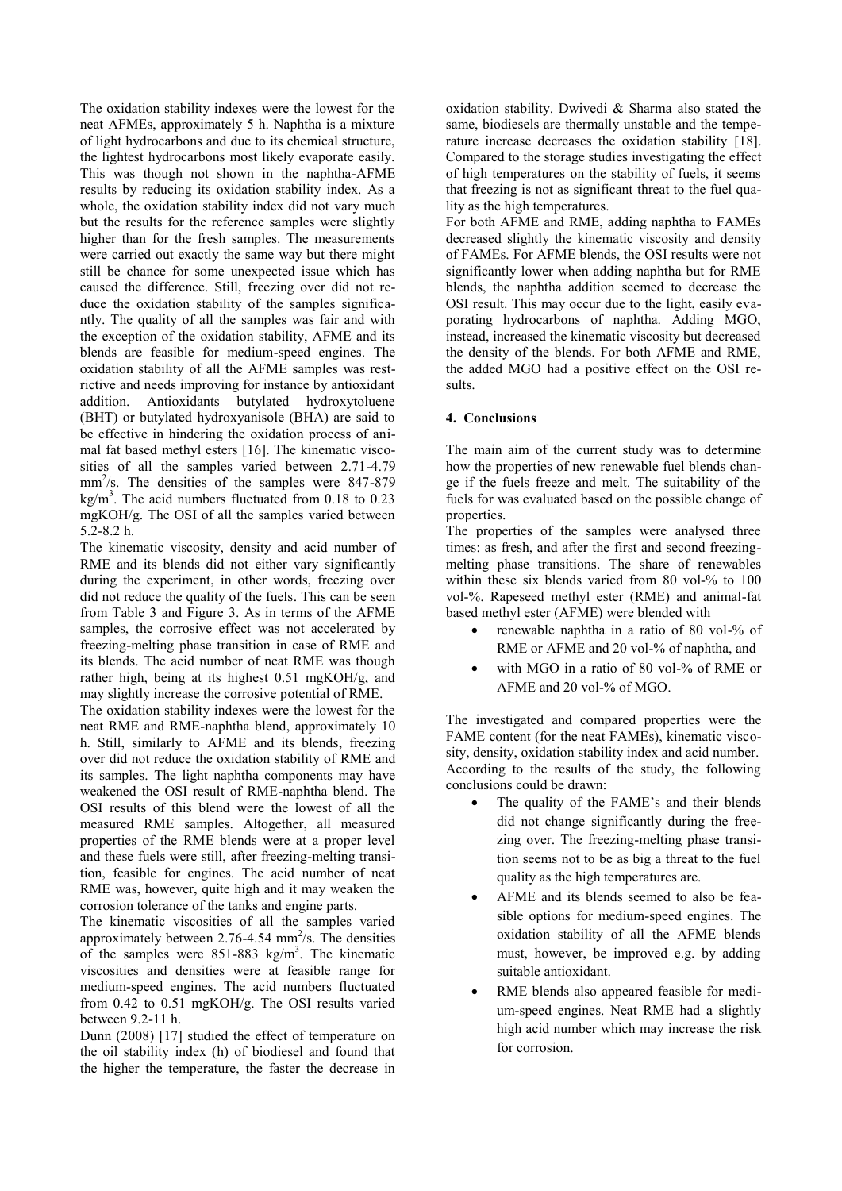The oxidation stability indexes were the lowest for the neat AFMEs, approximately 5 h. Naphtha is a mixture of light hydrocarbons and due to its chemical structure, the lightest hydrocarbons most likely evaporate easily. This was though not shown in the naphtha-AFME results by reducing its oxidation stability index. As a whole, the oxidation stability index did not vary much but the results for the reference samples were slightly higher than for the fresh samples. The measurements were carried out exactly the same way but there might still be chance for some unexpected issue which has caused the difference. Still, freezing over did not reduce the oxidation stability of the samples significantly. The quality of all the samples was fair and with the exception of the oxidation stability, AFME and its blends are feasible for medium-speed engines. The oxidation stability of all the AFME samples was restrictive and needs improving for instance by antioxidant addition. Antioxidants butylated hydroxytoluene (BHT) or butylated hydroxyanisole (BHA) are said to be effective in hindering the oxidation process of animal fat based methyl esters [16]. The kinematic viscosities of all the samples varied between 2.71-4.79 $mm^2/s$. The densities of the samples were 847-879 $kg/m^3$. The acid numbers fluctuated from 0.18 to 0.23 mgKOH/g. The OSI of all the samples varied between 5.2-8.2 h.

The kinematic viscosity, density and acid number of RME and its blends did not either vary significantly during the experiment, in other words, freezing over did not reduce the quality of the fuels. This can be seen from Table 3 and Figure 3. As in terms of the AFME samples, the corrosive effect was not accelerated by freezing-melting phase transition in case of RME and its blends. The acid number of neat RME was though rather high, being at its highest 0.51 mgKOH/g, and may slightly increase the corrosive potential of RME.

The oxidation stability indexes were the lowest for the neat RME and RME-naphtha blend, approximately 10 h. Still, similarly to AFME and its blends, freezing over did not reduce the oxidation stability of RME and its samples. The light naphtha components may have weakened the OSI result of RME-naphtha blend. The OSI results of this blend were the lowest of all the measured RME samples. Altogether, all measured properties of the RME blends were at a proper level and these fuels were still, after freezing-melting transition, feasible for engines. The acid number of neat RME was, however, quite high and it may weaken the corrosion tolerance of the tanks and engine parts.

The kinematic viscosities of all the samples varied approximately between 2.76-4.54 $mm^2/s$. The densities of the samples were 851-883 $kg/m^3$. The kinematic viscosities and densities were at feasible range for medium-speed engines. The acid numbers fluctuated from 0.42 to 0.51 mgKOH/g. The OSI results varied between 9.2-11 h.

Dunn (2008) [17] studied the effect of temperature on the oil stability index (h) of biodiesel and found that the higher the temperature, the faster the decrease in oxidation stability. Dwivedi & Sharma also stated the same, biodiesels are thermally unstable and the temperature increase decreases the oxidation stability [18]. Compared to the storage studies investigating the effect of high temperatures on the stability of fuels, it seems that freezing is not as significant threat to the fuel quality as the high temperatures.

For both AFME and RME, adding naphtha to FAMEs decreased slightly the kinematic viscosity and density of FAMEs. For AFME blends, the OSI results were not significantly lower when adding naphtha but for RME blends, the naphtha addition seemed to decrease the OSI result. This may occur due to the light, easily evaporating hydrocarbons of naphtha. Adding MGO, instead, increased the kinematic viscosity but decreased the density of the blends. For both AFME and RME, the added MGO had a positive effect on the OSI results.

## 4. Conclusions

The main aim of the current study was to determine how the properties of new renewable fuel blends change if the fuels freeze and melt. The suitability of the fuels for was evaluated based on the possible change of properties.

The properties of the samples were analysed three times: as fresh, and after the first and second freezing-melting phase transitions. The share of renewables within these six blends varied from 80 vol-% to 100 vol-%. Rapeseed methyl ester (RME) and animal-fat based methyl ester (AFME) were blended with

- renewable naphtha in a ratio of 80 vol-% of RME or AFME and 20 vol-% of naphtha, and
- with MGO in a ratio of 80 vol-% of RME or AFME and 20 vol-% of MGO.

The investigated and compared properties were the FAME content (for the neat FAMEs), kinematic viscosity, density, oxidation stability index and acid number. According to the results of the study, the following conclusions could be drawn:

- The quality of the FAME's and their blends did not change significantly during the freezing over. The freezing-melting phase transition seems not to be as big a threat to the fuel quality as the high temperatures are.
- AFME and its blends seemed to also be feasible options for medium-speed engines. The oxidation stability of all the AFME blends must, however, be improved e.g. by adding suitable antioxidant.
- RME blends also appeared feasible for medium-speed engines. Neat RME had a slightly high acid number which may increase the risk for corrosion.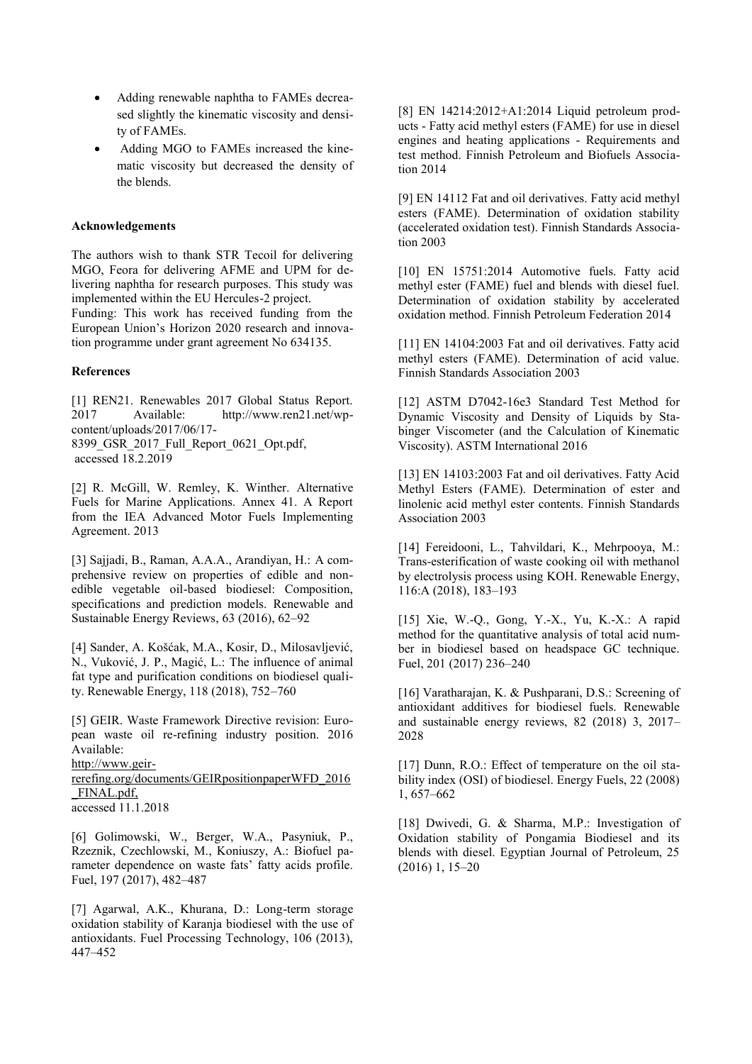- Adding renewable naphtha to FAMEs decreased slightly the kinematic viscosity and density of FAMEs.
- Adding MGO to FAMEs increased the kinematic viscosity but decreased the density of the blends.

### Acknowledgements

The authors wish to thank STR Tecoil for delivering MGO, Feora for delivering AFME and UPM for delivering naphtha for research purposes. This study was implemented within the EU Hercules-2 project.
Funding: This work has received funding from the European Union's Horizon 2020 research and innovation programme under grant agreement No 634135.

### References

[1] REN21. Renewables 2017 Global Status Report. 2017 Available: http://www.ren21.net/wp-content/uploads/2017/06/17-8399_GSR_2017_Full_Report_0621_Opt.pdf, accessed 18.2.2019

[2] R. McGill, W. Remley, K. Winther. Alternative Fuels for Marine Applications. Annex 41. A Report from the IEA Advanced Motor Fuels Implementing Agreement. 2013

[3] Sajjadi, B., Raman, A.A.A., Arandiyan, H.: A comprehensive review on properties of edible and non-edible vegetable oil-based biodiesel: Composition, specifications and prediction models. Renewable and Sustainable Energy Reviews, 63 (2016), 62–92

[4] Sander, A. Košćak, M.A., Kosir, D., Milosavljević, N., Vuković, J. P., Magić, L.: The influence of animal fat type and purification conditions on biodiesel quality. Renewable Energy, 118 (2018), 752–760

[5] GEIR. Waste Framework Directive revision: European waste oil re-refining industry position. 2016 Available: http://www.geir-rerefing.org/documents/GEIRpositionpaperWFD_2016_FINAL.pdf, accessed 11.1.2018

[6] Golimowski, W., Berger, W.A., Pasyniuk, P., Rzeznik, Czechlowski, M., Koniuszy, A.: Biofuel parameter dependence on waste fats' fatty acids profile. Fuel, 197 (2017), 482–487

[7] Agarwal, A.K., Khurana, D.: Long-term storage oxidation stability of Karanja biodiesel with the use of antioxidants. Fuel Processing Technology, 106 (2013), 447–452

[8] EN 14214:2012+A1:2014 Liquid petroleum products - Fatty acid methyl esters (FAME) for use in diesel engines and heating applications - Requirements and test method. Finnish Petroleum and Biofuels Association 2014

[9] EN 14112 Fat and oil derivatives. Fatty acid methyl esters (FAME). Determination of oxidation stability (accelerated oxidation test). Finnish Standards Association 2003

[10] EN 15751:2014 Automotive fuels. Fatty acid methyl ester (FAME) fuel and blends with diesel fuel. Determination of oxidation stability by accelerated oxidation method. Finnish Petroleum Federation 2014

[11] EN 14104:2003 Fat and oil derivatives. Fatty acid methyl esters (FAME). Determination of acid value. Finnish Standards Association 2003

[12] ASTM D7042-16e3 Standard Test Method for Dynamic Viscosity and Density of Liquids by Stabinger Viscometer (and the Calculation of Kinematic Viscosity). ASTM International 2016

[13] EN 14103:2003 Fat and oil derivatives. Fatty Acid Methyl Esters (FAME). Determination of ester and linolenic acid methyl ester contents. Finnish Standards Association 2003

[14] Fereidooni, L., Tahvildari, K., Mehrpooya, M.: Trans-esterification of waste cooking oil with methanol by electrolysis process using KOH. Renewable Energy, 116:A (2018), 183–193

[15] Xie, W.-Q., Gong, Y.-X., Yu, K.-X.: A rapid method for the quantitative analysis of total acid number in biodiesel based on headspace GC technique. Fuel, 201 (2017) 236–240

[16] Varatharajan, K. & Pushparani, D.S.: Screening of antioxidant additives for biodiesel fuels. Renewable and sustainable energy reviews, 82 (2018) 3, 2017–2028

[17] Dunn, R.O.: Effect of temperature on the oil stability index (OSI) of biodiesel. Energy Fuels, 22 (2008) 1, 657–662

[18] Dwivedi, G. & Sharma, M.P.: Investigation of Oxidation stability of Pongamia Biodiesel and its blends with diesel. Egyptian Journal of Petroleum, 25 (2016) 1, 15–20